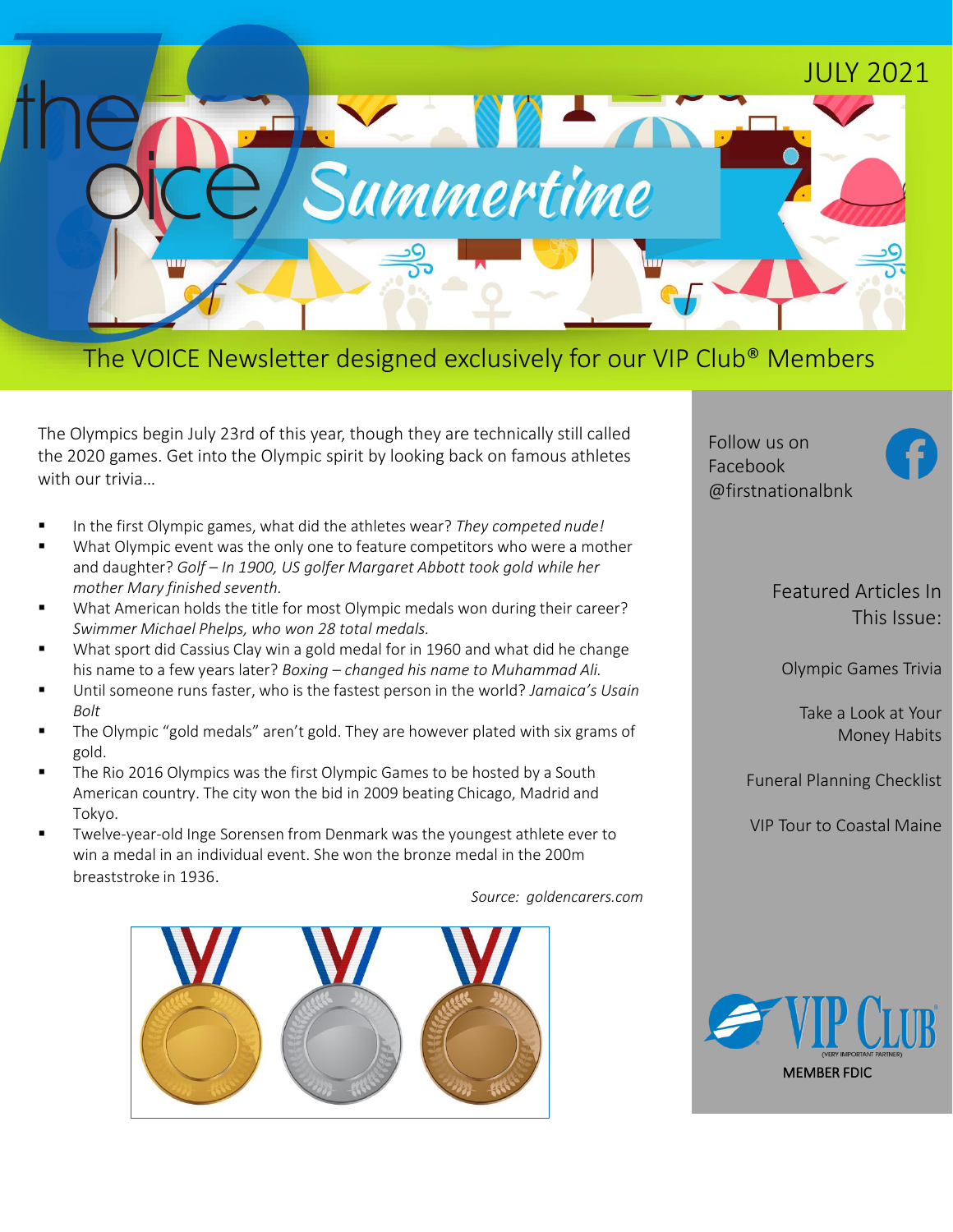# the voice — Summertime

JULY 2021

The VOICE Newsletter designed exclusively for our VIP Club® Members

The Olympics begin July 23rd of this year, though they are technically still called the 2020 games. Get into the Olympic spirit by looking back on famous athletes with our trivia…

- In the first Olympic games, what did the athletes wear? *They competed nude!*
- What Olympic event was the only one to feature competitors who were a mother and daughter? *Golf – In 1900, US golfer Margaret Abbott took gold while her mother Mary finished seventh.*
- What American holds the title for most Olympic medals won during their career? *Swimmer Michael Phelps, who won 28 total medals.*
- What sport did Cassius Clay win a gold medal for in 1960 and what did he change his name to a few years later? *Boxing – changed his name to Muhammad Ali.*
- Until someone runs faster, who is the fastest person in the world? *Jamaica's Usain Bolt*
- The Olympic "gold medals" aren't gold. They are however plated with six grams of gold.
- The Rio 2016 Olympics was the first Olympic Games to be hosted by a South American country. The city won the bid in 2009 beating Chicago, Madrid and Tokyo.
- Twelve-year-old Inge Sorensen from Denmark was the youngest athlete ever to win a medal in an individual event. She won the bronze medal in the 200m breaststroke in 1936.

*Source: goldencarers.com*

Follow us on Facebook @firstnationalbnk

## Featured Articles In This Issue:

Olympic Games Trivia

Take a Look at Your Money Habits

Funeral Planning Checklist

VIP Tour to Coastal Maine

VIP CLUB (VERY IMPORTANT PARTNER)

MEMBER FDIC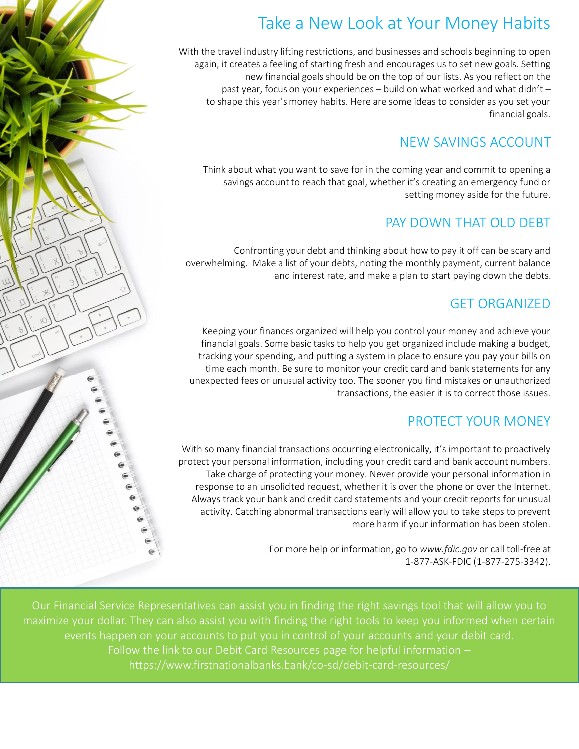# Take a New Look at Your Money Habits

With the travel industry lifting restrictions, and businesses and schools beginning to open again, it creates a feeling of starting fresh and encourages us to set new goals. Setting new financial goals should be on the top of our lists. As you reflect on the past year, focus on your experiences – build on what worked and what didn't – to shape this year's money habits. Here are some ideas to consider as you set your financial goals.

## NEW SAVINGS ACCOUNT

Think about what you want to save for in the coming year and commit to opening a savings account to reach that goal, whether it's creating an emergency fund or setting money aside for the future.

## PAY DOWN THAT OLD DEBT

Confronting your debt and thinking about how to pay it off can be scary and overwhelming. Make a list of your debts, noting the monthly payment, current balance and interest rate, and make a plan to start paying down the debts.

## GET ORGANIZED

Keeping your finances organized will help you control your money and achieve your financial goals. Some basic tasks to help you get organized include making a budget, tracking your spending, and putting a system in place to ensure you pay your bills on time each month. Be sure to monitor your credit card and bank statements for any unexpected fees or unusual activity too. The sooner you find mistakes or unauthorized transactions, the easier it is to correct those issues.

## PROTECT YOUR MONEY

With so many financial transactions occurring electronically, it's important to proactively protect your personal information, including your credit card and bank account numbers. Take charge of protecting your money. Never provide your personal information in response to an unsolicited request, whether it is over the phone or over the Internet. Always track your bank and credit card statements and your credit reports for unusual activity. Catching abnormal transactions early will allow you to take steps to prevent more harm if your information has been stolen.

For more help or information, go to *www.fdic.gov* or call toll-free at 1-877-ASK-FDIC (1-877-275-3342).

Our Financial Service Representatives can assist you in finding the right savings tool that will allow you to maximize your dollar. They can also assist you with finding the right tools to keep you informed when certain events happen on your accounts to put you in control of your accounts and your debit card. Follow the link to our Debit Card Resources page for helpful information – https://www.firstnationalbanks.bank/co-sd/debit-card-resources/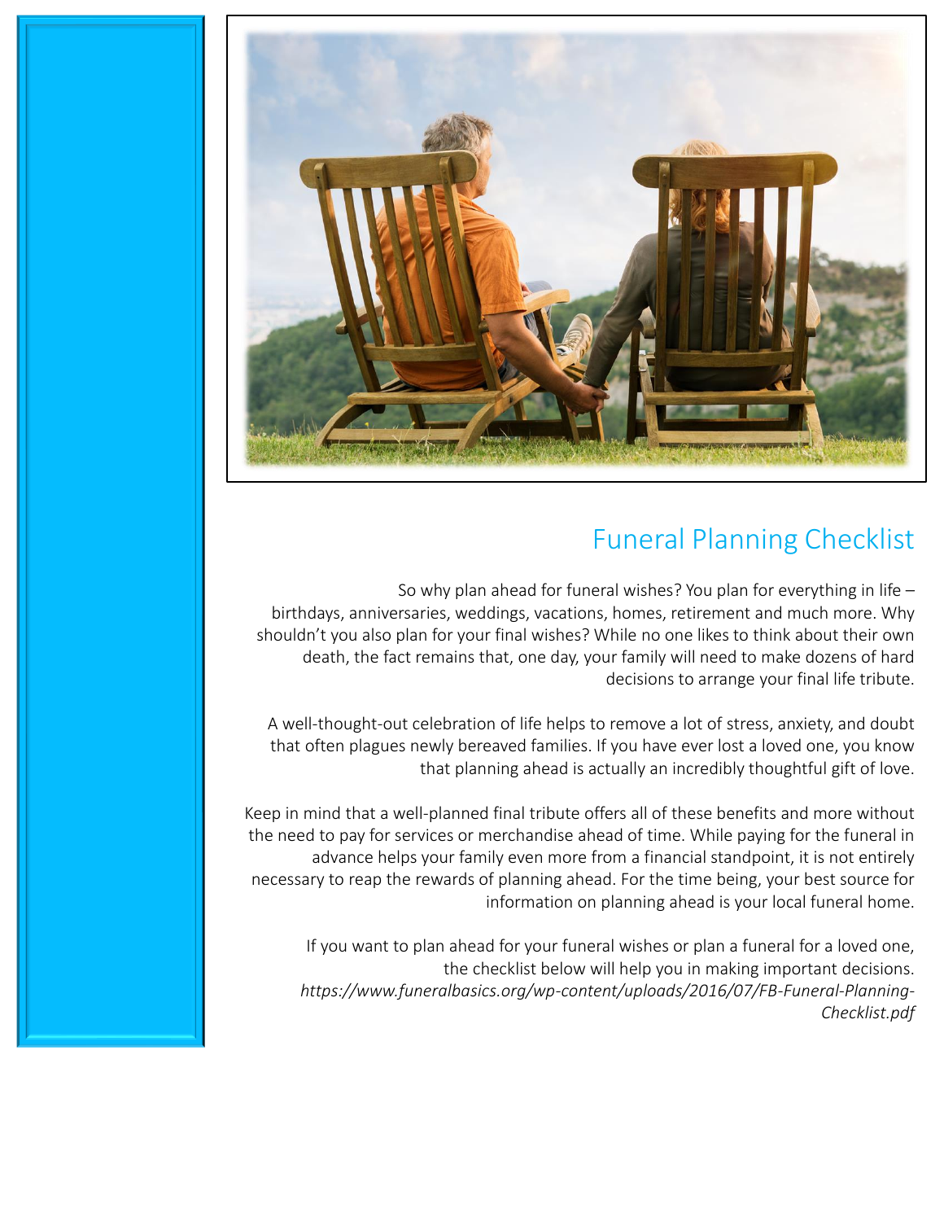## Funeral Planning Checklist

So why plan ahead for funeral wishes? You plan for everything in life – birthdays, anniversaries, weddings, vacations, homes, retirement and much more. Why shouldn't you also plan for your final wishes? While no one likes to think about their own death, the fact remains that, one day, your family will need to make dozens of hard decisions to arrange your final life tribute.

A well-thought-out celebration of life helps to remove a lot of stress, anxiety, and doubt that often plagues newly bereaved families. If you have ever lost a loved one, you know that planning ahead is actually an incredibly thoughtful gift of love.

Keep in mind that a well-planned final tribute offers all of these benefits and more without the need to pay for services or merchandise ahead of time. While paying for the funeral in advance helps your family even more from a financial standpoint, it is not entirely necessary to reap the rewards of planning ahead. For the time being, your best source for information on planning ahead is your local funeral home.

If you want to plan ahead for your funeral wishes or plan a funeral for a loved one, the checklist below will help you in making important decisions. *https://www.funeralbasics.org/wp-content/uploads/2016/07/FB-Funeral-Planning-Checklist.pdf*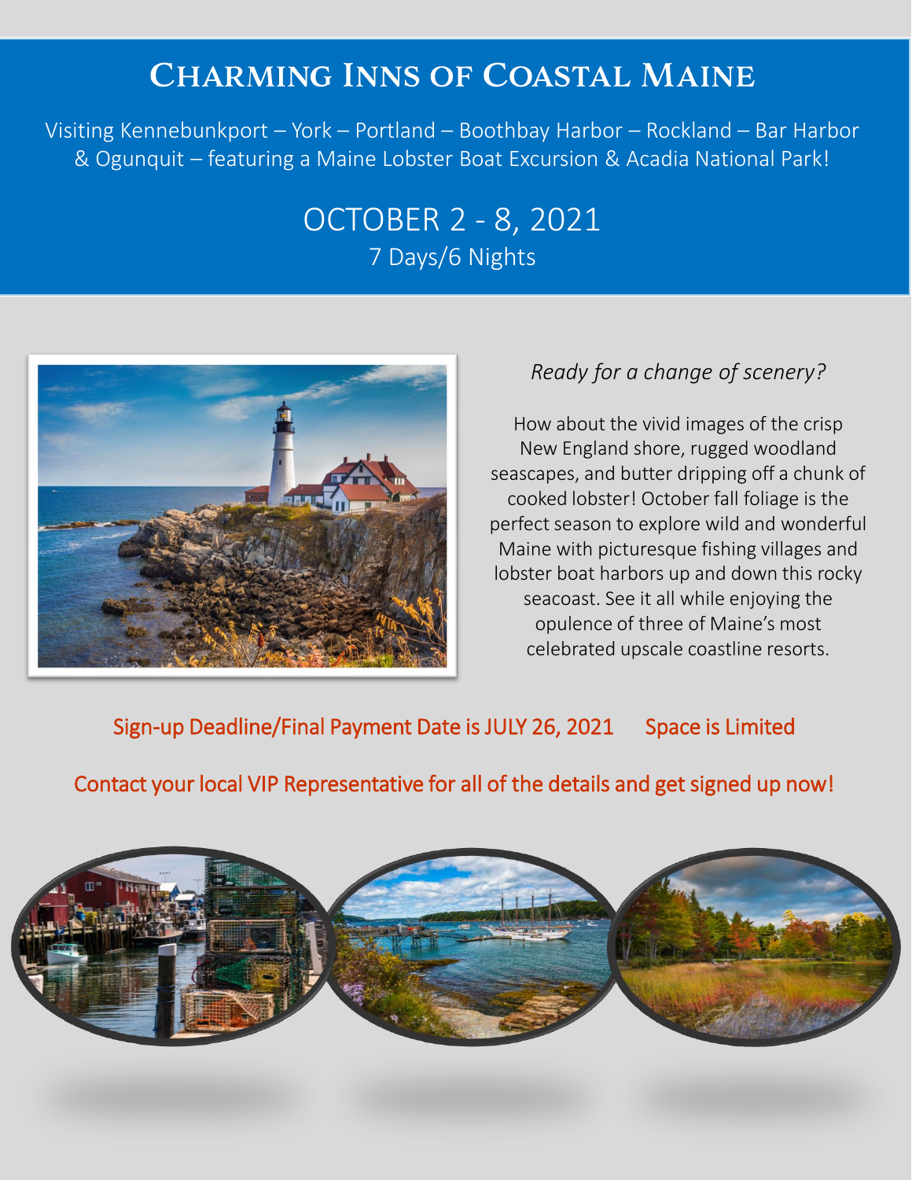# Charming Inns of Coastal Maine

Visiting Kennebunkport – York – Portland – Boothbay Harbor – Rockland – Bar Harbor & Ogunquit – featuring a Maine Lobster Boat Excursion & Acadia National Park!

## OCTOBER 2 - 8, 2021

7 Days/6 Nights

*Ready for a change of scenery?*

How about the vivid images of the crisp New England shore, rugged woodland seascapes, and butter dripping off a chunk of cooked lobster! October fall foliage is the perfect season to explore wild and wonderful Maine with picturesque fishing villages and lobster boat harbors up and down this rocky seacoast. See it all while enjoying the opulence of three of Maine's most celebrated upscale coastline resorts.

Sign-up Deadline/Final Payment Date is JULY 26, 2021 Space is Limited

Contact your local VIP Representative for all of the details and get signed up now!